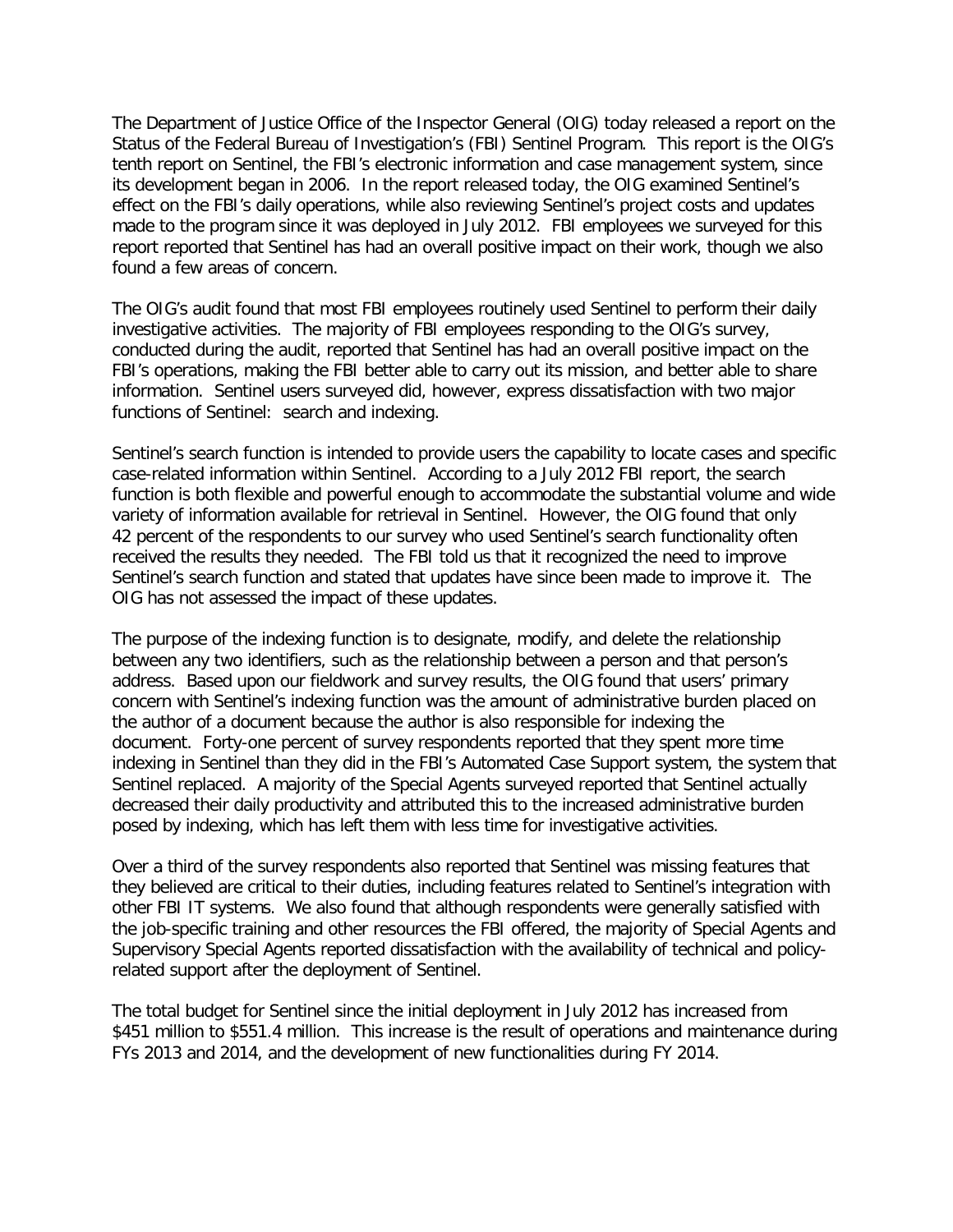The Department of Justice Office of the Inspector General (OIG) today released a report on the Status of the Federal Bureau of Investigation's (FBI) Sentinel Program. This report is the OIG's tenth report on Sentinel, the FBI's electronic information and case management system, since its development began in 2006. In the report released today, the OIG examined Sentinel's effect on the FBI's daily operations, while also reviewing Sentinel's project costs and updates made to the program since it was deployed in July 2012. FBI employees we surveyed for this report reported that Sentinel has had an overall positive impact on their work, though we also found a few areas of concern.

The OIG's audit found that most FBI employees routinely used Sentinel to perform their daily investigative activities. The majority of FBI employees responding to the OIG's survey, conducted during the audit, reported that Sentinel has had an overall positive impact on the FBI's operations, making the FBI better able to carry out its mission, and better able to share information. Sentinel users surveyed did, however, express dissatisfaction with two major functions of Sentinel: search and indexing.

Sentinel's search function is intended to provide users the capability to locate cases and specific case-related information within Sentinel. According to a July 2012 FBI report, the search function is both flexible and powerful enough to accommodate the substantial volume and wide variety of information available for retrieval in Sentinel. However, the OIG found that only 42 percent of the respondents to our survey who used Sentinel's search functionality often received the results they needed. The FBI told us that it recognized the need to improve Sentinel's search function and stated that updates have since been made to improve it. The OIG has not assessed the impact of these updates.

The purpose of the indexing function is to designate, modify, and delete the relationship between any two identifiers, such as the relationship between a person and that person's address. Based upon our fieldwork and survey results, the OIG found that users' primary concern with Sentinel's indexing function was the amount of administrative burden placed on the author of a document because the author is also responsible for indexing the document. Forty-one percent of survey respondents reported that they spent more time indexing in Sentinel than they did in the FBI's Automated Case Support system, the system that Sentinel replaced. A majority of the Special Agents surveyed reported that Sentinel actually decreased their daily productivity and attributed this to the increased administrative burden posed by indexing, which has left them with less time for investigative activities.

Over a third of the survey respondents also reported that Sentinel was missing features that they believed are critical to their duties, including features related to Sentinel's integration with other FBI IT systems. We also found that although respondents were generally satisfied with the job-specific training and other resources the FBI offered, the majority of Special Agents and Supervisory Special Agents reported dissatisfaction with the availability of technical and policy-related support after the deployment of Sentinel.

The total budget for Sentinel since the initial deployment in July 2012 has increased from $451 million to $551.4 million. This increase is the result of operations and maintenance during FYs 2013 and 2014, and the development of new functionalities during FY 2014.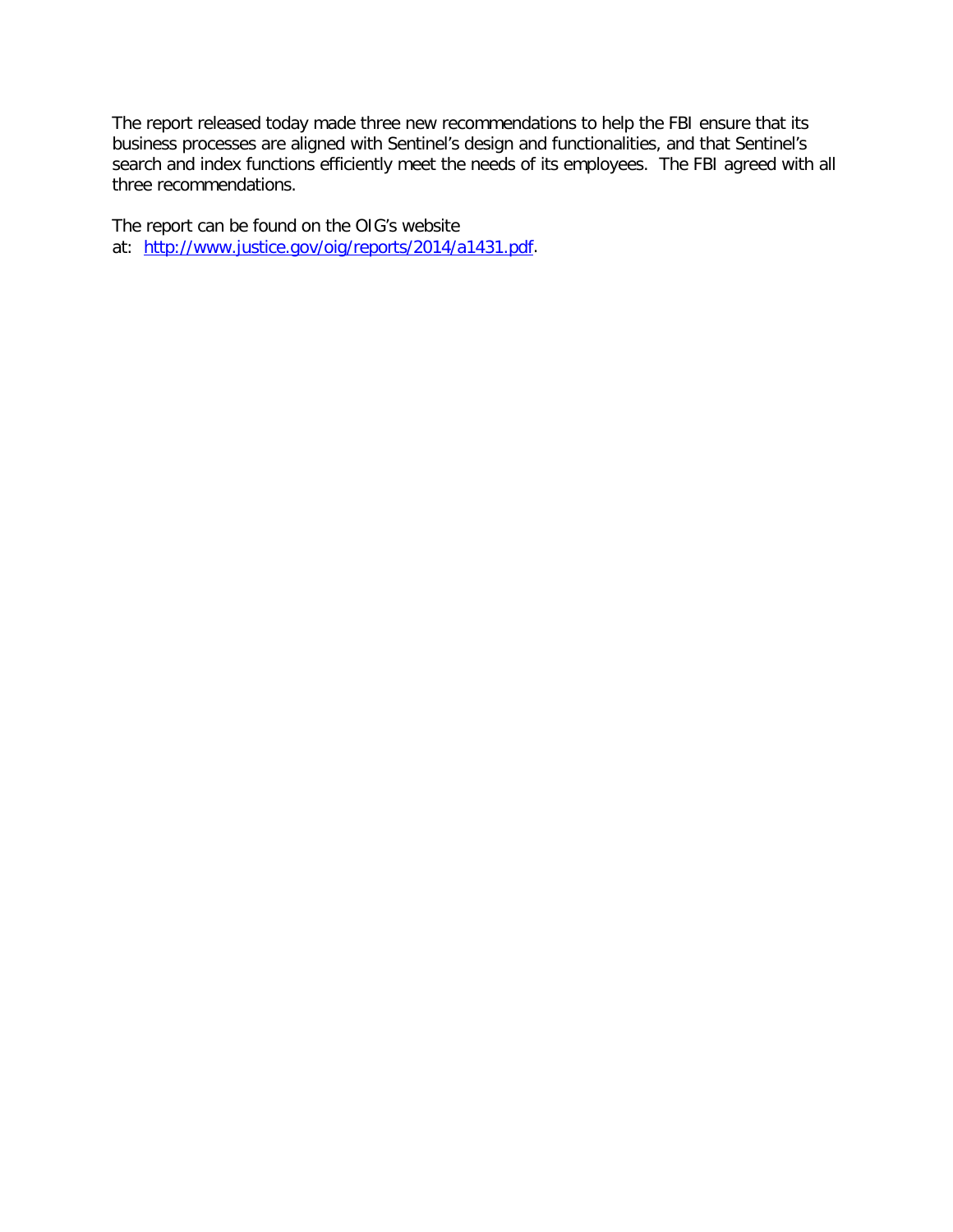The report released today made three new recommendations to help the FBI ensure that its business processes are aligned with Sentinel's design and functionalities, and that Sentinel's search and index functions efficiently meet the needs of its employees. The FBI agreed with all three recommendations.

The report can be found on the OIG's website at: [http://www.justice.gov/oig/reports/2014/a1431.pdf](http://www.justice.gov/oig/reports/2014/a1431.pdf).